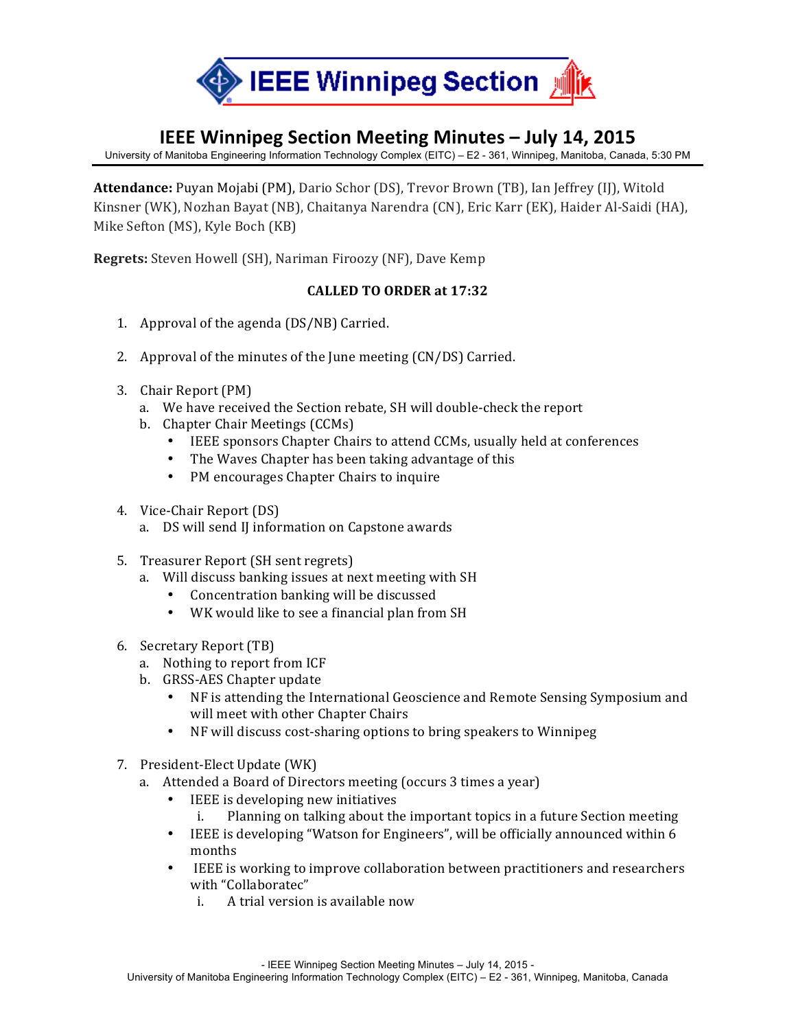# IEEE Winnipeg Section

## IEEE Winnipeg Section Meeting Minutes – July 14, 2015

University of Manitoba Engineering Information Technology Complex (EITC) – E2 - 361, Winnipeg, Manitoba, Canada, 5:30 PM

**Attendance:** Puyan Mojabi (PM), Dario Schor (DS), Trevor Brown (TB), Ian Jeffrey (IJ), Witold Kinsner (WK), Nozhan Bayat (NB), Chaitanya Narendra (CN), Eric Karr (EK), Haider Al-Saidi (HA), Mike Sefton (MS), Kyle Boch (KB)

**Regrets:** Steven Howell (SH), Nariman Firoozy (NF), Dave Kemp

**CALLED TO ORDER at 17:32**

1. Approval of the agenda (DS/NB) Carried.

2. Approval of the minutes of the June meeting (CN/DS) Carried.

3. Chair Report (PM)
   a. We have received the Section rebate, SH will double-check the report
   b. Chapter Chair Meetings (CCMs)
      - IEEE sponsors Chapter Chairs to attend CCMs, usually held at conferences
      - The Waves Chapter has been taking advantage of this
      - PM encourages Chapter Chairs to inquire

4. Vice-Chair Report (DS)
   a. DS will send IJ information on Capstone awards

5. Treasurer Report (SH sent regrets)
   a. Will discuss banking issues at next meeting with SH
      - Concentration banking will be discussed
      - WK would like to see a financial plan from SH

6. Secretary Report (TB)
   a. Nothing to report from ICF
   b. GRSS-AES Chapter update
      - NF is attending the International Geoscience and Remote Sensing Symposium and will meet with other Chapter Chairs
      - NF will discuss cost-sharing options to bring speakers to Winnipeg

7. President-Elect Update (WK)
   a. Attended a Board of Directors meeting (occurs 3 times a year)
      - IEEE is developing new initiatives
         i. Planning on talking about the important topics in a future Section meeting
      - IEEE is developing "Watson for Engineers", will be officially announced within 6 months
      - IEEE is working to improve collaboration between practitioners and researchers with "Collaboratec"
         i. A trial version is available now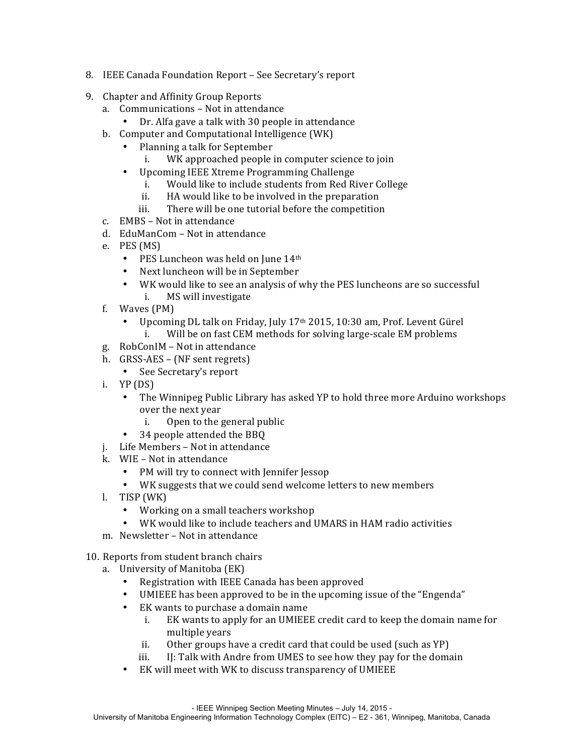8. IEEE Canada Foundation Report – See Secretary's report

9. Chapter and Affinity Group Reports
   a. Communications – Not in attendance
      - Dr. Alfa gave a talk with 30 people in attendance
   b. Computer and Computational Intelligence (WK)
      - Planning a talk for September
         i. WK approached people in computer science to join
      - Upcoming IEEE Xtreme Programming Challenge
         i. Would like to include students from Red River College
         ii. HA would like to be involved in the preparation
         iii. There will be one tutorial before the competition
   c. EMBS – Not in attendance
   d. EduManCom – Not in attendance
   e. PES (MS)
      - PES Luncheon was held on June 14th
      - Next luncheon will be in September
      - WK would like to see an analysis of why the PES luncheons are so successful
         i. MS will investigate
   f. Waves (PM)
      - Upcoming DL talk on Friday, July 17th 2015, 10:30 am, Prof. Levent Gürel
         i. Will be on fast CEM methods for solving large-scale EM problems
   g. RobConIM – Not in attendance
   h. GRSS-AES – (NF sent regrets)
      - See Secretary's report
   i. YP (DS)
      - The Winnipeg Public Library has asked YP to hold three more Arduino workshops over the next year
         i. Open to the general public
      - 34 people attended the BBQ
   j. Life Members – Not in attendance
   k. WIE – Not in attendance
      - PM will try to connect with Jennifer Jessop
      - WK suggests that we could send welcome letters to new members
   l. TISP (WK)
      - Working on a small teachers workshop
      - WK would like to include teachers and UMARS in HAM radio activities
   m. Newsletter – Not in attendance

10. Reports from student branch chairs
    a. University of Manitoba (EK)
       - Registration with IEEE Canada has been approved
       - UMIEEE has been approved to be in the upcoming issue of the "Engenda"
       - EK wants to purchase a domain name
          i. EK wants to apply for an UMIEEE credit card to keep the domain name for multiple years
          ii. Other groups have a credit card that could be used (such as YP)
          iii. IJ: Talk with Andre from UMES to see how they pay for the domain
       - EK will meet with WK to discuss transparency of UMIEEE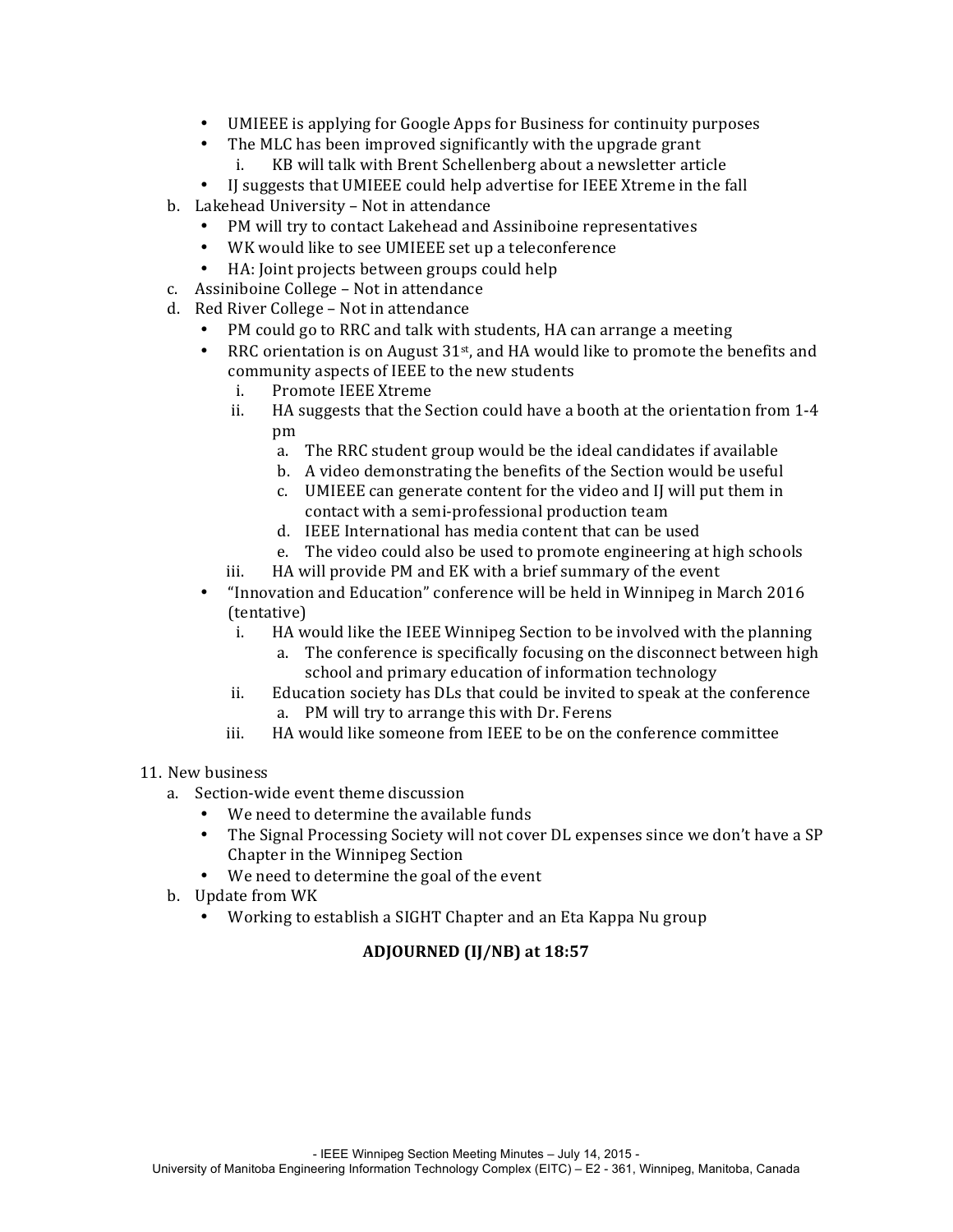- UMIEEE is applying for Google Apps for Business for continuity purposes
- The MLC has been improved significantly with the upgrade grant
    - i. KB will talk with Brent Schellenberg about a newsletter article
- IJ suggests that UMIEEE could help advertise for IEEE Xtreme in the fall

b. Lakehead University – Not in attendance
- PM will try to contact Lakehead and Assiniboine representatives
- WK would like to see UMIEEE set up a teleconference
- HA: Joint projects between groups could help

c. Assiniboine College – Not in attendance

d. Red River College – Not in attendance
- PM could go to RRC and talk with students, HA can arrange a meeting
- RRC orientation is on August 31st, and HA would like to promote the benefits and community aspects of IEEE to the new students
    - i. Promote IEEE Xtreme
    - ii. HA suggests that the Section could have a booth at the orientation from 1-4 pm
        - a. The RRC student group would be the ideal candidates if available
        - b. A video demonstrating the benefits of the Section would be useful
        - c. UMIEEE can generate content for the video and IJ will put them in contact with a semi-professional production team
        - d. IEEE International has media content that can be used
        - e. The video could also be used to promote engineering at high schools
    - iii. HA will provide PM and EK with a brief summary of the event
- "Innovation and Education" conference will be held in Winnipeg in March 2016 (tentative)
    - i. HA would like the IEEE Winnipeg Section to be involved with the planning
        - a. The conference is specifically focusing on the disconnect between high school and primary education of information technology
    - ii. Education society has DLs that could be invited to speak at the conference
        - a. PM will try to arrange this with Dr. Ferens
    - iii. HA would like someone from IEEE to be on the conference committee

11. New business

a. Section-wide event theme discussion
- We need to determine the available funds
- The Signal Processing Society will not cover DL expenses since we don't have a SP Chapter in the Winnipeg Section
- We need to determine the goal of the event

b. Update from WK
- Working to establish a SIGHT Chapter and an Eta Kappa Nu group

**ADJOURNED (IJ/NB) at 18:57**